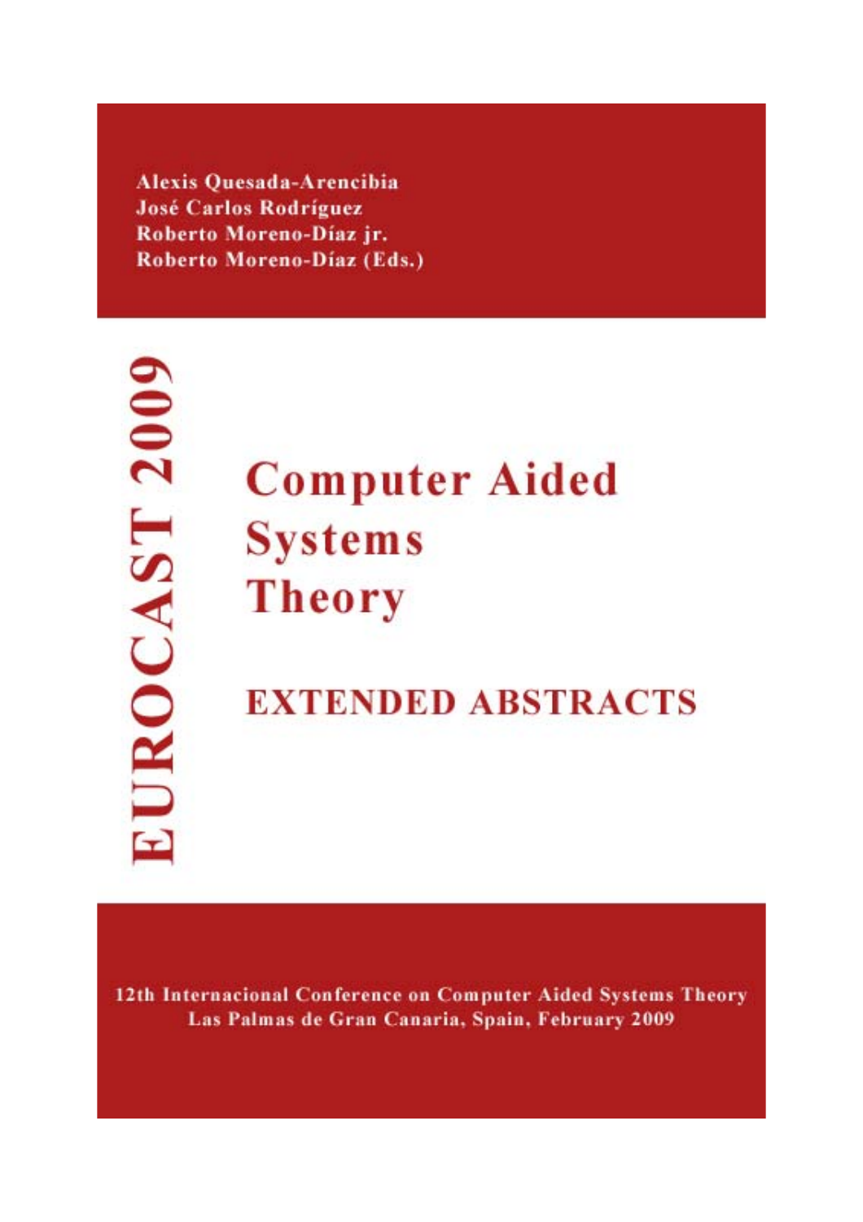Alexis Quesada-Arencibia
José Carlos Rodríguez
Roberto Moreno-Díaz jr.
Roberto Moreno-Díaz (Eds.)

EUROCAST 2009

# Computer Aided Systems Theory

## EXTENDED ABSTRACTS

12th Internacional Conference on Computer Aided Systems Theory
Las Palmas de Gran Canaria, Spain, February 2009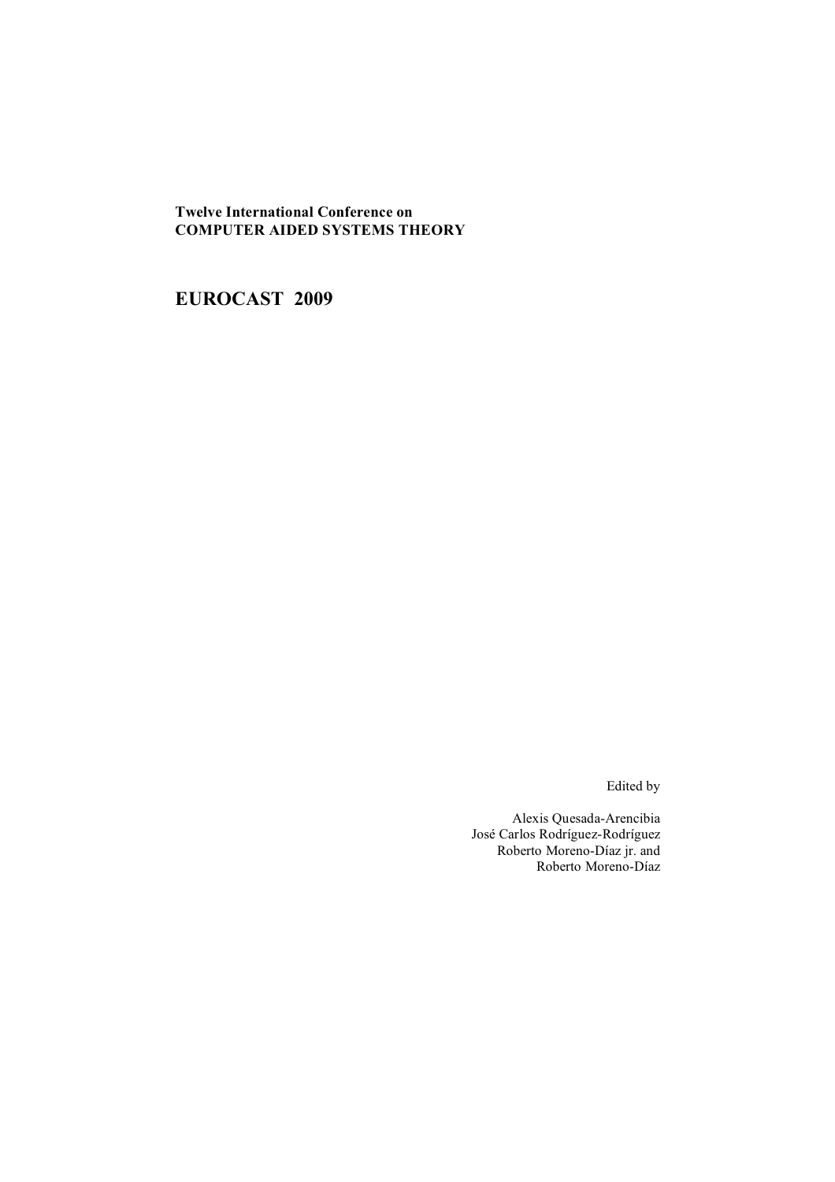**Twelve International Conference on**
**COMPUTER AIDED SYSTEMS THEORY**

# EUROCAST 2009

Edited by

Alexis Quesada-Arencibia
José Carlos Rodríguez-Rodríguez
Roberto Moreno-Díaz jr. and
Roberto Moreno-Díaz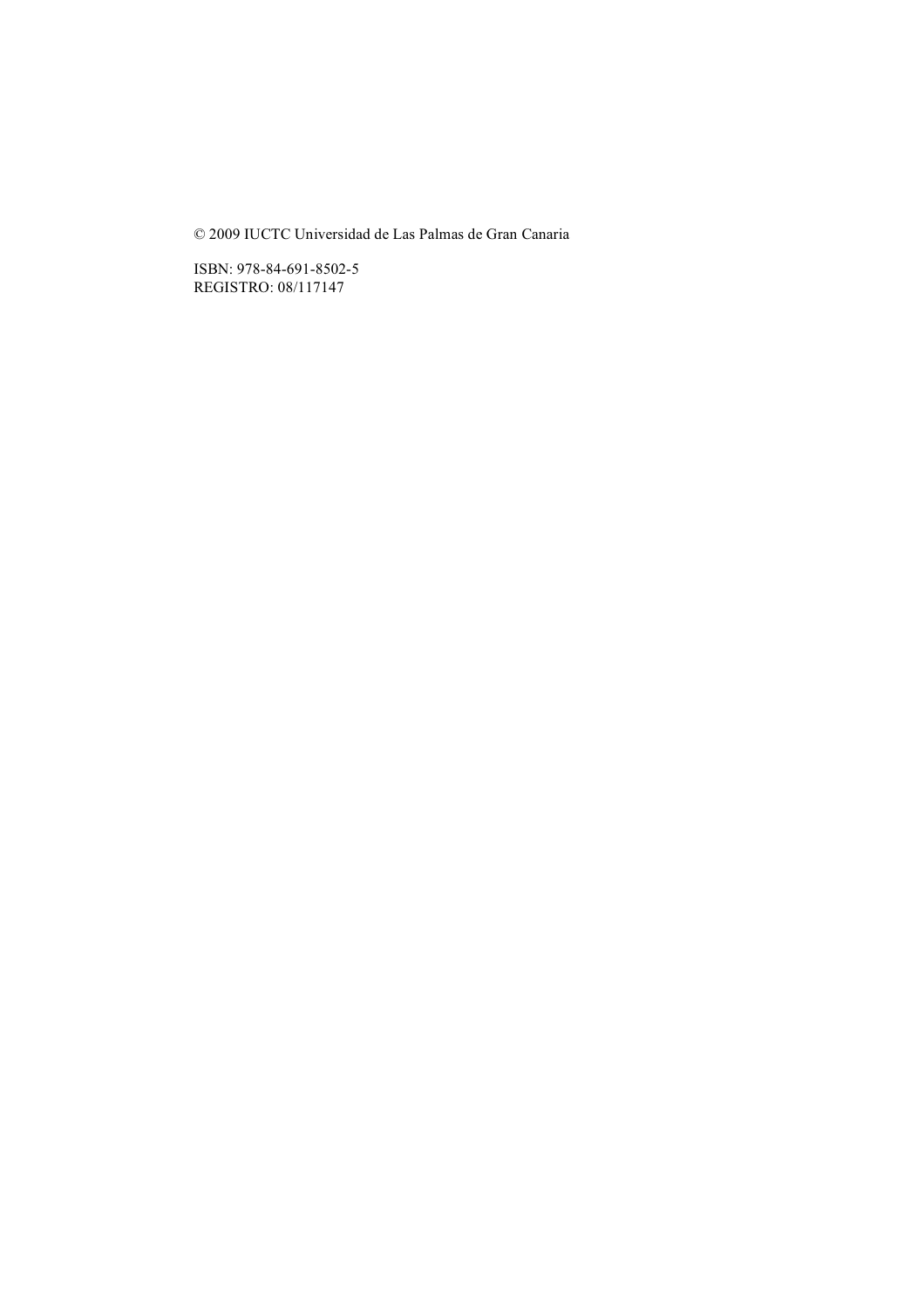© 2009 IUCTC Universidad de Las Palmas de Gran Canaria

ISBN: 978-84-691-8502-5
REGISTRO: 08/117147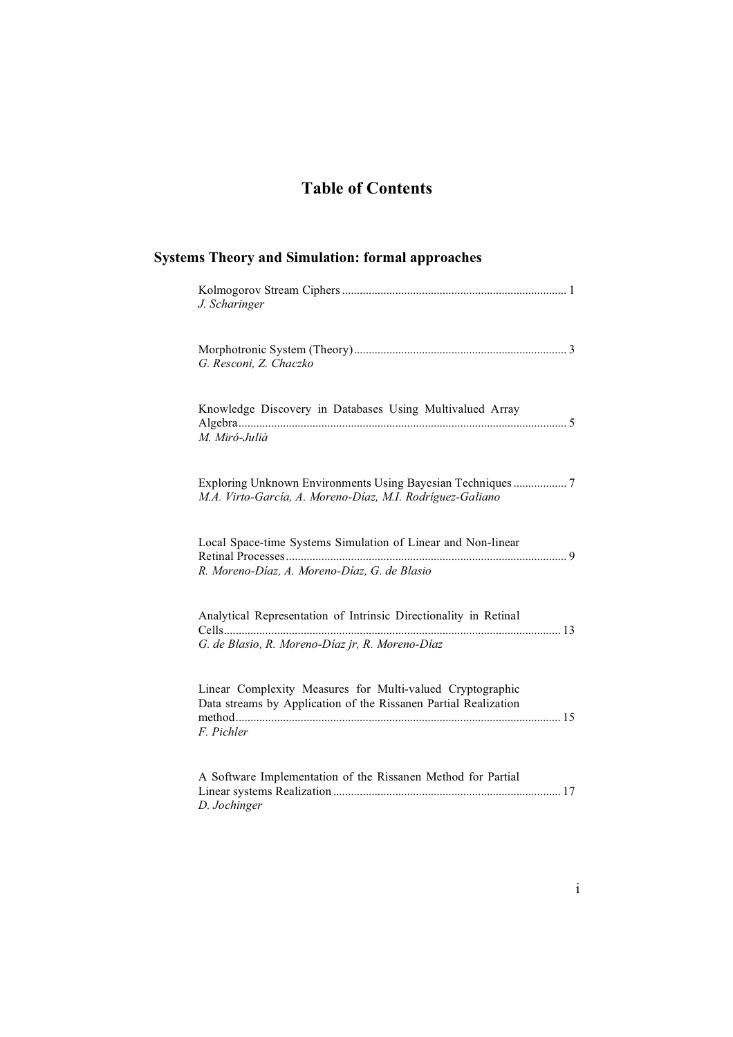# Table of Contents

## Systems Theory and Simulation: formal approaches

Kolmogorov Stream Ciphers ........................................................................... 1
*J. Scharinger*

Morphotronic System (Theory) ....................................................................... 3
*G. Resconi, Z. Chaczko*

Knowledge Discovery in Databases Using Multivalued Array Algebra .............................................................................................................. 5
*M. Miró-Julià*

Exploring Unknown Environments Using Bayesian Techniques ................. 7
*M.A. Virto-García, A. Moreno-Díaz, M.I. Rodríguez-Galiano*

Local Space-time Systems Simulation of Linear and Non-linear Retinal Processes .............................................................................................. 9
*R. Moreno-Díaz, A. Moreno-Díaz, G. de Blasio*

Analytical Representation of Intrinsic Directionality in Retinal Cells................................................................................................................. 13
*G. de Blasio, R. Moreno-Díaz jr, R. Moreno-Díaz*

Linear Complexity Measures for Multi-valued Cryptographic Data streams by Application of the Rissanen Partial Realization method............................................................................................................ 15
*F. Pichler*

A Software Implementation of the Rissanen Method for Partial Linear systems Realization ............................................................................ 17
*D. Jochinger*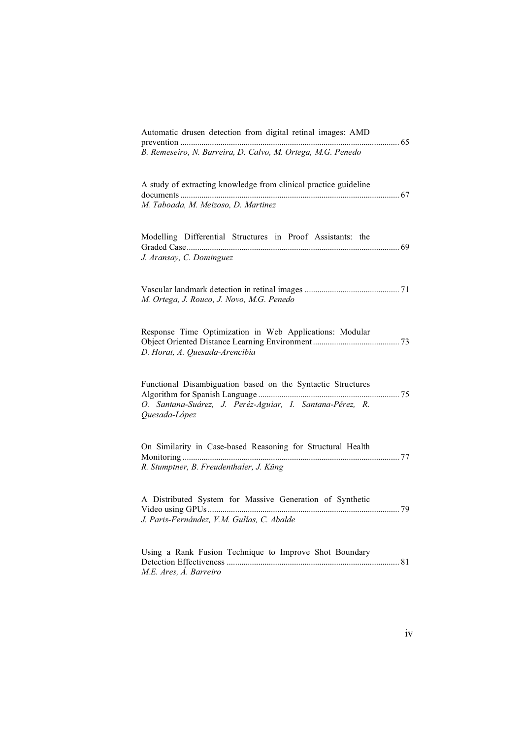Automatic drusen detection from digital retinal images: AMD prevention ........................................................................................................ 65
*B. Remeseiro, N. Barreira, D. Calvo, M. Ortega, M.G. Penedo*

A study of extracting knowledge from clinical practice guideline documents ........................................................................................................ 67
*M. Taboada, M. Meizoso, D. Martinez*

Modelling Differential Structures in Proof Assistants: the Graded Case ........................................................................................................ 69
*J. Aransay, C. Dominguez*

Vascular landmark detection in retinal images ............................................. 71
*M. Ortega, J. Rouco, J. Novo, M.G. Penedo*

Response Time Optimization in Web Applications: Modular Object Oriented Distance Learning Environment ......................................... 73
*D. Horat, A. Quesada-Arencibia*

Functional Disambiguation based on the Syntactic Structures Algorithm for Spanish Language ................................................................... 75
*O. Santana-Suárez, J. Peréz-Aguiar, I. Santana-Pérez, R. Quesada-López*

On Similarity in Case-based Reasoning for Structural Health Monitoring ........................................................................................................ 77
*R. Stumptner, B. Freudenthaler, J. Küng*

A Distributed System for Massive Generation of Synthetic Video using GPUs ........................................................................................... 79
*J. Paris-Fernández, V.M. Gulías, C. Abalde*

Using a Rank Fusion Technique to Improve Shot Boundary Detection Effectiveness .................................................................................. 81
*M.E. Ares, Á. Barreiro*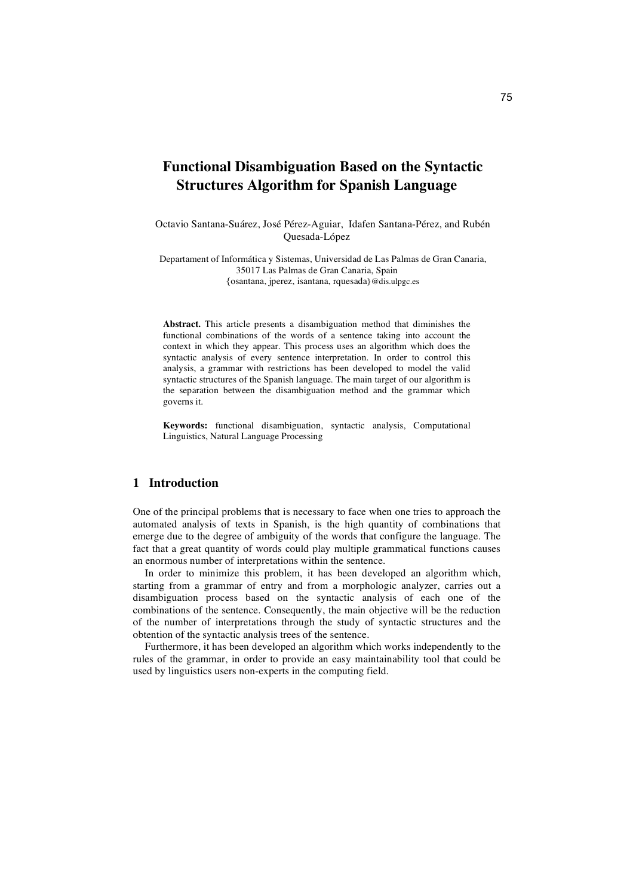# Functional Disambiguation Based on the Syntactic Structures Algorithm for Spanish Language

Octavio Santana-Suárez, José Pérez-Aguiar, Idafen Santana-Pérez, and Rubén Quesada-López

Departament of Informática y Sistemas, Universidad de Las Palmas de Gran Canaria, 35017 Las Palmas de Gran Canaria, Spain
{osantana, jperez, isantana, rquesada}@dis.ulpgc.es

**Abstract.** This article presents a disambiguation method that diminishes the functional combinations of the words of a sentence taking into account the context in which they appear. This process uses an algorithm which does the syntactic analysis of every sentence interpretation. In order to control this analysis, a grammar with restrictions has been developed to model the valid syntactic structures of the Spanish language. The main target of our algorithm is the separation between the disambiguation method and the grammar which governs it.

**Keywords:** functional disambiguation, syntactic analysis, Computational Linguistics, Natural Language Processing

## 1 Introduction

One of the principal problems that is necessary to face when one tries to approach the automated analysis of texts in Spanish, is the high quantity of combinations that emerge due to the degree of ambiguity of the words that configure the language. The fact that a great quantity of words could play multiple grammatical functions causes an enormous number of interpretations within the sentence.

In order to minimize this problem, it has been developed an algorithm which, starting from a grammar of entry and from a morphologic analyzer, carries out a disambiguation process based on the syntactic analysis of each one of the combinations of the sentence. Consequently, the main objective will be the reduction of the number of interpretations through the study of syntactic structures and the obtention of the syntactic analysis trees of the sentence.

Furthermore, it has been developed an algorithm which works independently to the rules of the grammar, in order to provide an easy maintainability tool that could be used by linguistics users non-experts in the computing field.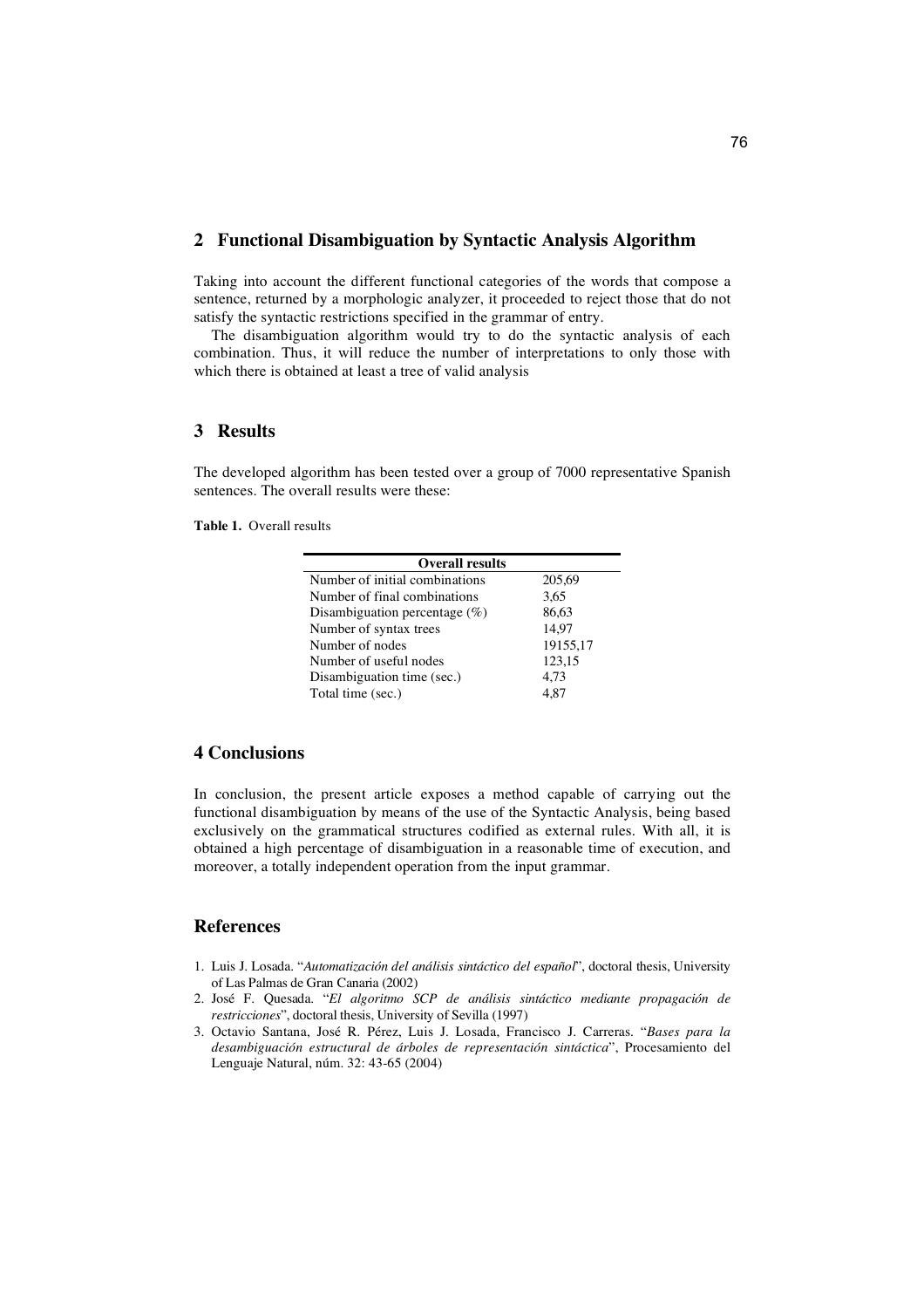## 2 Functional Disambiguation by Syntactic Analysis Algorithm

Taking into account the different functional categories of the words that compose a sentence, returned by a morphologic analyzer, it proceeded to reject those that do not satisfy the syntactic restrictions specified in the grammar of entry.

The disambiguation algorithm would try to do the syntactic analysis of each combination. Thus, it will reduce the number of interpretations to only those with which there is obtained at least a tree of valid analysis

## 3 Results

The developed algorithm has been tested over a group of 7000 representative Spanish sentences. The overall results were these:

**Table 1.** Overall results

| Overall results | |
|---|---|
| Number of initial combinations | 205,69 |
| Number of final combinations | 3,65 |
| Disambiguation percentage (%) | 86,63 |
| Number of syntax trees | 14,97 |
| Number of nodes | 19155,17 |
| Number of useful nodes | 123,15 |
| Disambiguation time (sec.) | 4,73 |
| Total time (sec.) | 4,87 |

## 4 Conclusions

In conclusion, the present article exposes a method capable of carrying out the functional disambiguation by means of the use of the Syntactic Analysis, being based exclusively on the grammatical structures codified as external rules. With all, it is obtained a high percentage of disambiguation in a reasonable time of execution, and moreover, a totally independent operation from the input grammar.

## References

1. Luis J. Losada. "*Automatización del análisis sintáctico del español*", doctoral thesis, University of Las Palmas de Gran Canaria (2002)
2. José F. Quesada. "*El algoritmo SCP de análisis sintáctico mediante propagación de restricciones*", doctoral thesis, University of Sevilla (1997)
3. Octavio Santana, José R. Pérez, Luis J. Losada, Francisco J. Carreras. "*Bases para la desambiguación estructural de árboles de representación sintáctica*", Procesamiento del Lenguaje Natural, núm. 32: 43-65 (2004)